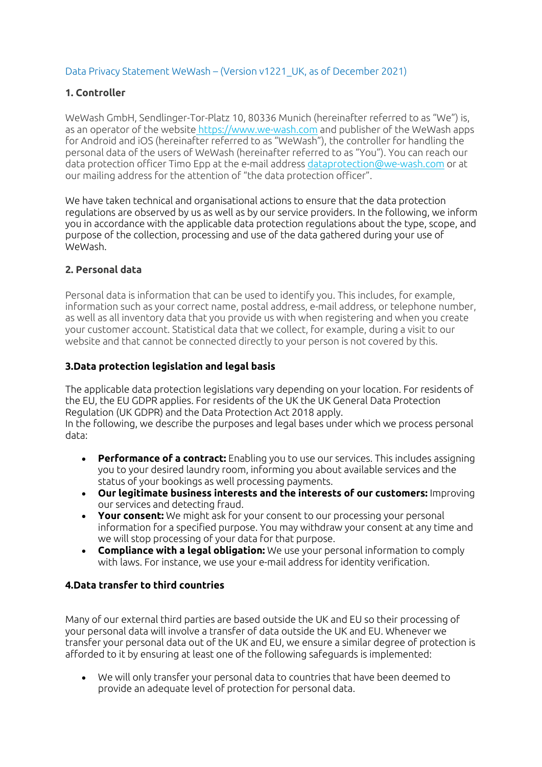Data Privacy Statement WeWash – (Version v1221_UK, as of December 2021)

## 1. Controller

WeWash GmbH, Sendlinger-Tor-Platz 10, 80336 Munich (hereinafter referred to as "We") is, as an operator of the website https://www.we-wash.com and publisher of the WeWash apps for Android and iOS (hereinafter referred to as "WeWash"), the controller for handling the personal data of the users of WeWash (hereinafter referred to as "You"). You can reach our data protection officer Timo Epp at the e-mail address dataprotection@we-wash.com or at our mailing address for the attention of "the data protection officer".

We have taken technical and organisational actions to ensure that the data protection regulations are observed by us as well as by our service providers. In the following, we inform you in accordance with the applicable data protection regulations about the type, scope, and purpose of the collection, processing and use of the data gathered during your use of WeWash.

## 2. Personal data

Personal data is information that can be used to identify you. This includes, for example, information such as your correct name, postal address, e-mail address, or telephone number, as well as all inventory data that you provide us with when registering and when you create your customer account. Statistical data that we collect, for example, during a visit to our website and that cannot be connected directly to your person is not covered by this.

## 3.Data protection legislation and legal basis

The applicable data protection legislations vary depending on your location. For residents of the EU, the EU GDPR applies. For residents of the UK the UK General Data Protection Regulation (UK GDPR) and the Data Protection Act 2018 apply.
In the following, we describe the purposes and legal bases under which we process personal data:

- **Performance of a contract:** Enabling you to use our services. This includes assigning you to your desired laundry room, informing you about available services and the status of your bookings as well processing payments.
- **Our legitimate business interests and the interests of our customers:** Improving our services and detecting fraud.
- **Your consent:** We might ask for your consent to our processing your personal information for a specified purpose. You may withdraw your consent at any time and we will stop processing of your data for that purpose.
- **Compliance with a legal obligation:** We use your personal information to comply with laws. For instance, we use your e-mail address for identity verification.

## 4.Data transfer to third countries

Many of our external third parties are based outside the UK and EU so their processing of your personal data will involve a transfer of data outside the UK and EU. Whenever we transfer your personal data out of the UK and EU, we ensure a similar degree of protection is afforded to it by ensuring at least one of the following safeguards is implemented:

- We will only transfer your personal data to countries that have been deemed to provide an adequate level of protection for personal data.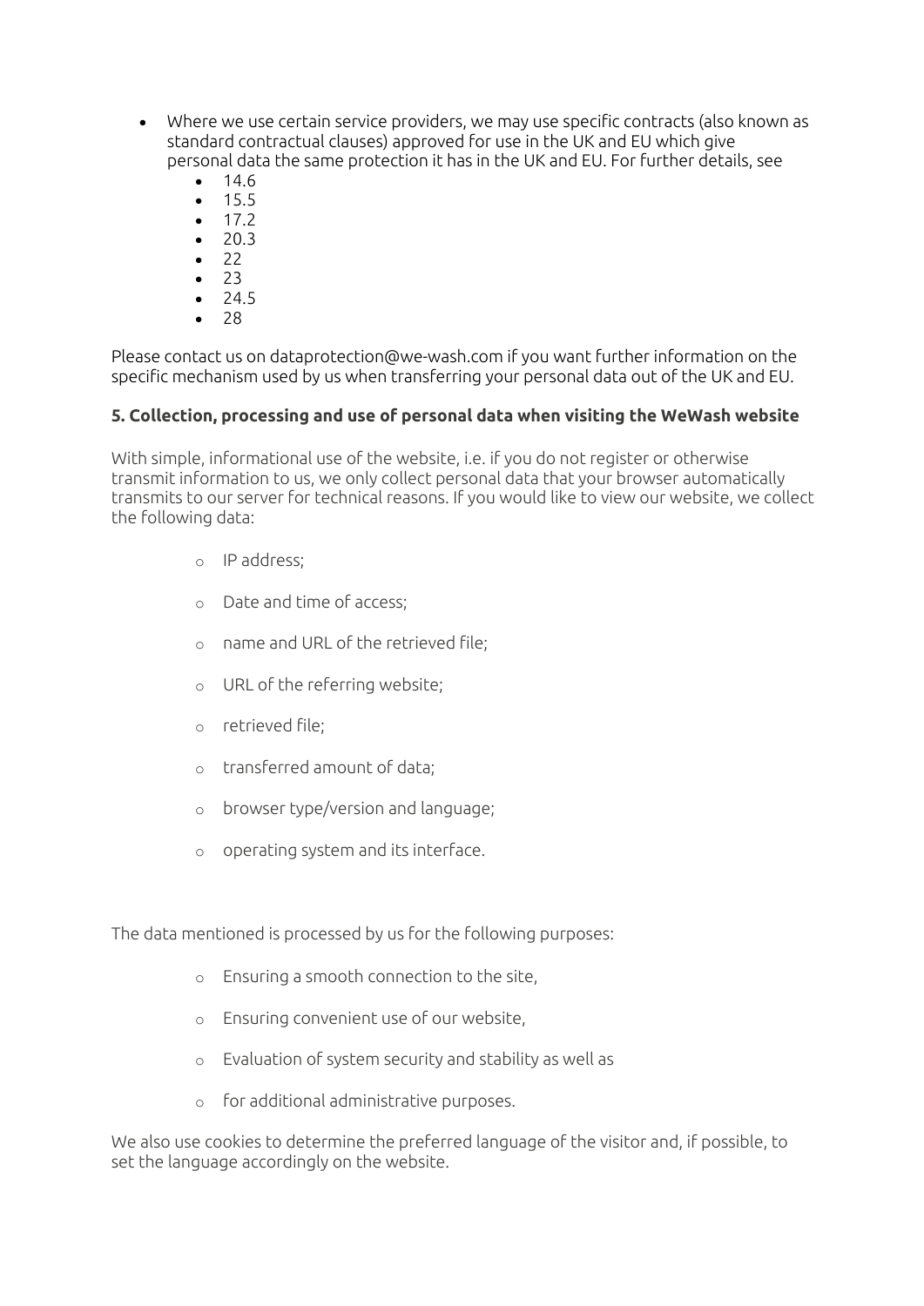- Where we use certain service providers, we may use specific contracts (also known as standard contractual clauses) approved for use in the UK and EU which give personal data the same protection it has in the UK and EU. For further details, see
  - 14.6
  - 15.5
  - 17.2
  - 20.3
  - 22
  - 23
  - 24.5
  - 28

Please contact us on dataprotection@we-wash.com if you want further information on the specific mechanism used by us when transferring your personal data out of the UK and EU.

**5. Collection, processing and use of personal data when visiting the WeWash website**

With simple, informational use of the website, i.e. if you do not register or otherwise transmit information to us, we only collect personal data that your browser automatically transmits to our server for technical reasons. If you would like to view our website, we collect the following data:

- IP address;
- Date and time of access;
- name and URL of the retrieved file;
- URL of the referring website;
- retrieved file;
- transferred amount of data;
- browser type/version and language;
- operating system and its interface.

The data mentioned is processed by us for the following purposes:

- Ensuring a smooth connection to the site,
- Ensuring convenient use of our website,
- Evaluation of system security and stability as well as
- for additional administrative purposes.

We also use cookies to determine the preferred language of the visitor and, if possible, to set the language accordingly on the website.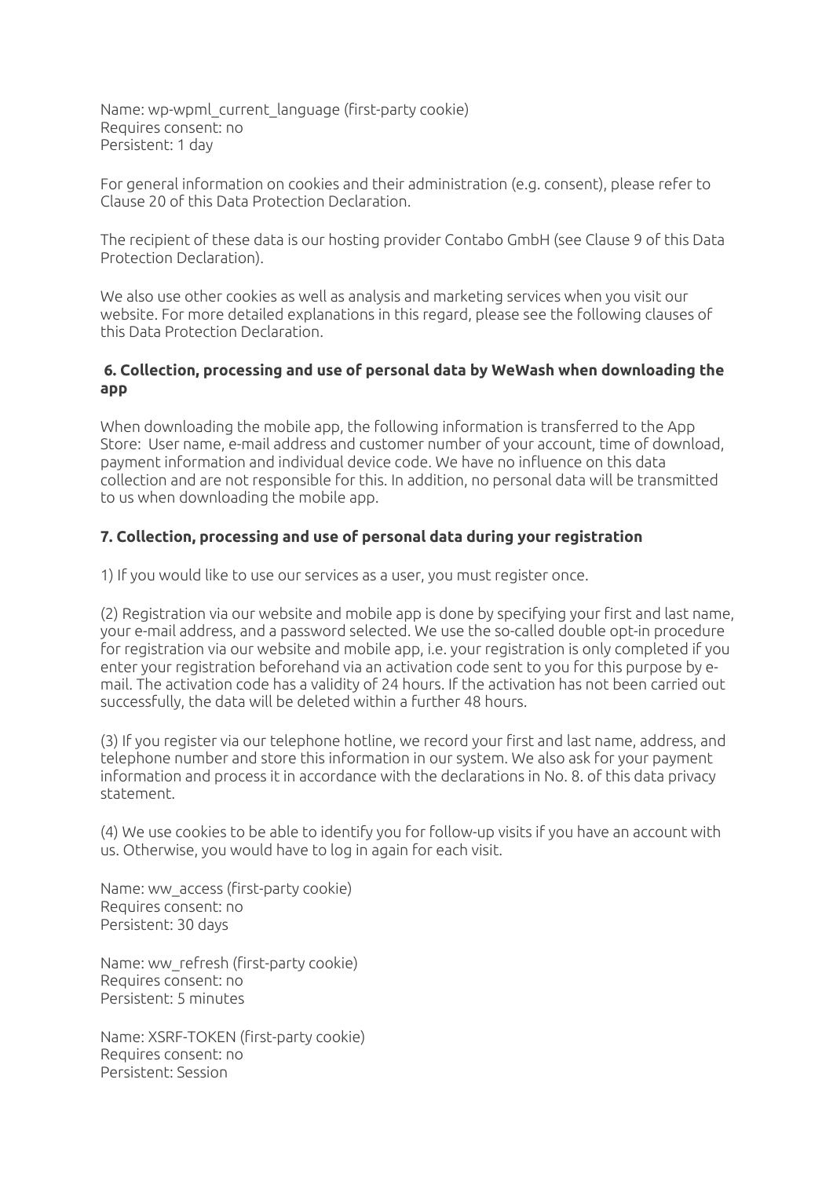Name: wp-wpml_current_language (first-party cookie)
Requires consent: no
Persistent: 1 day

For general information on cookies and their administration (e.g. consent), please refer to Clause 20 of this Data Protection Declaration.

The recipient of these data is our hosting provider Contabo GmbH (see Clause 9 of this Data Protection Declaration).

We also use other cookies as well as analysis and marketing services when you visit our website. For more detailed explanations in this regard, please see the following clauses of this Data Protection Declaration.

### 6. Collection, processing and use of personal data by WeWash when downloading the app

When downloading the mobile app, the following information is transferred to the App Store: User name, e-mail address and customer number of your account, time of download, payment information and individual device code. We have no influence on this data collection and are not responsible for this. In addition, no personal data will be transmitted to us when downloading the mobile app.

### 7. Collection, processing and use of personal data during your registration

1) If you would like to use our services as a user, you must register once.

(2) Registration via our website and mobile app is done by specifying your first and last name, your e-mail address, and a password selected. We use the so-called double opt-in procedure for registration via our website and mobile app, i.e. your registration is only completed if you enter your registration beforehand via an activation code sent to you for this purpose by e-mail. The activation code has a validity of 24 hours. If the activation has not been carried out successfully, the data will be deleted within a further 48 hours.

(3) If you register via our telephone hotline, we record your first and last name, address, and telephone number and store this information in our system. We also ask for your payment information and process it in accordance with the declarations in No. 8. of this data privacy statement.

(4) We use cookies to be able to identify you for follow-up visits if you have an account with us. Otherwise, you would have to log in again for each visit.

Name: ww_access (first-party cookie)
Requires consent: no
Persistent: 30 days

Name: ww_refresh (first-party cookie)
Requires consent: no
Persistent: 5 minutes

Name: XSRF-TOKEN (first-party cookie)
Requires consent: no
Persistent: Session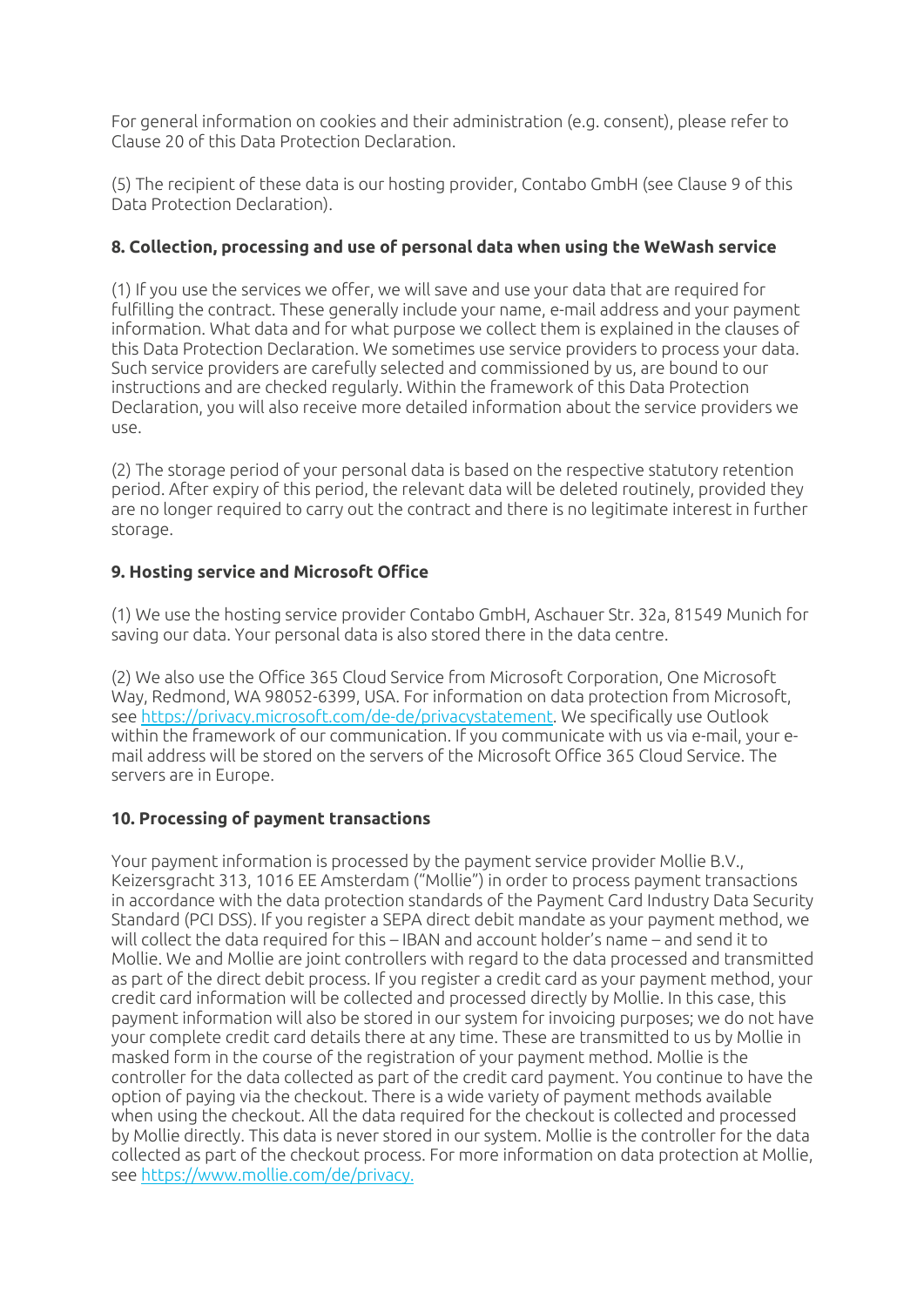For general information on cookies and their administration (e.g. consent), please refer to Clause 20 of this Data Protection Declaration.

(5) The recipient of these data is our hosting provider, Contabo GmbH (see Clause 9 of this Data Protection Declaration).

**8. Collection, processing and use of personal data when using the WeWash service**

(1) If you use the services we offer, we will save and use your data that are required for fulfilling the contract. These generally include your name, e-mail address and your payment information. What data and for what purpose we collect them is explained in the clauses of this Data Protection Declaration. We sometimes use service providers to process your data. Such service providers are carefully selected and commissioned by us, are bound to our instructions and are checked regularly. Within the framework of this Data Protection Declaration, you will also receive more detailed information about the service providers we use.

(2) The storage period of your personal data is based on the respective statutory retention period. After expiry of this period, the relevant data will be deleted routinely, provided they are no longer required to carry out the contract and there is no legitimate interest in further storage.

**9. Hosting service and Microsoft Office**

(1) We use the hosting service provider Contabo GmbH, Aschauer Str. 32a, 81549 Munich for saving our data. Your personal data is also stored there in the data centre.

(2) We also use the Office 365 Cloud Service from Microsoft Corporation, One Microsoft Way, Redmond, WA 98052-6399, USA. For information on data protection from Microsoft, see [https://privacy.microsoft.com/de-de/privacystatement](https://privacy.microsoft.com/de-de/privacystatement). We specifically use Outlook within the framework of our communication. If you communicate with us via e-mail, your e-mail address will be stored on the servers of the Microsoft Office 365 Cloud Service. The servers are in Europe.

**10. Processing of payment transactions**

Your payment information is processed by the payment service provider Mollie B.V., Keizersgracht 313, 1016 EE Amsterdam ("Mollie") in order to process payment transactions in accordance with the data protection standards of the Payment Card Industry Data Security Standard (PCI DSS). If you register a SEPA direct debit mandate as your payment method, we will collect the data required for this – IBAN and account holder's name – and send it to Mollie. We and Mollie are joint controllers with regard to the data processed and transmitted as part of the direct debit process. If you register a credit card as your payment method, your credit card information will be collected and processed directly by Mollie. In this case, this payment information will also be stored in our system for invoicing purposes; we do not have your complete credit card details there at any time. These are transmitted to us by Mollie in masked form in the course of the registration of your payment method. Mollie is the controller for the data collected as part of the credit card payment. You continue to have the option of paying via the checkout. There is a wide variety of payment methods available when using the checkout. All the data required for the checkout is collected and processed by Mollie directly. This data is never stored in our system. Mollie is the controller for the data collected as part of the checkout process. For more information on data protection at Mollie, see [https://www.mollie.com/de/privacy.](https://www.mollie.com/de/privacy)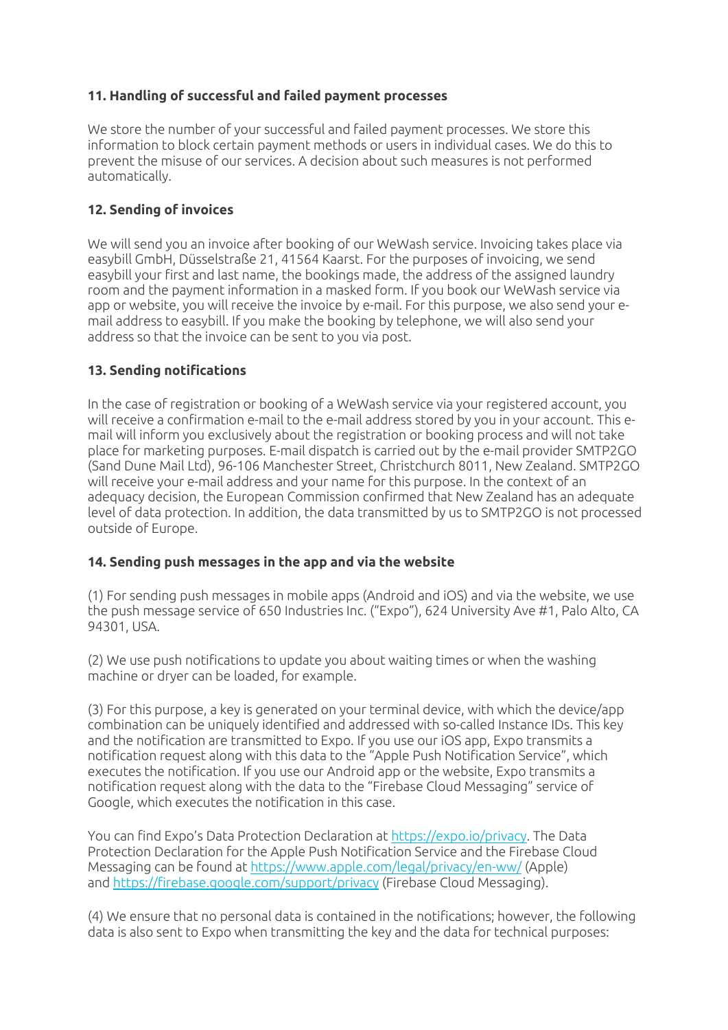**11. Handling of successful and failed payment processes**

We store the number of your successful and failed payment processes. We store this information to block certain payment methods or users in individual cases. We do this to prevent the misuse of our services. A decision about such measures is not performed automatically.

**12. Sending of invoices**

We will send you an invoice after booking of our WeWash service. Invoicing takes place via easybill GmbH, Düsselstraße 21, 41564 Kaarst. For the purposes of invoicing, we send easybill your first and last name, the bookings made, the address of the assigned laundry room and the payment information in a masked form. If you book our WeWash service via app or website, you will receive the invoice by e-mail. For this purpose, we also send your e-mail address to easybill. If you make the booking by telephone, we will also send your address so that the invoice can be sent to you via post.

**13. Sending notifications**

In the case of registration or booking of a WeWash service via your registered account, you will receive a confirmation e-mail to the e-mail address stored by you in your account. This e-mail will inform you exclusively about the registration or booking process and will not take place for marketing purposes. E-mail dispatch is carried out by the e-mail provider SMTP2GO (Sand Dune Mail Ltd), 96-106 Manchester Street, Christchurch 8011, New Zealand. SMTP2GO will receive your e-mail address and your name for this purpose. In the context of an adequacy decision, the European Commission confirmed that New Zealand has an adequate level of data protection. In addition, the data transmitted by us to SMTP2GO is not processed outside of Europe.

**14. Sending push messages in the app and via the website**

(1) For sending push messages in mobile apps (Android and iOS) and via the website, we use the push message service of 650 Industries Inc. ("Expo"), 624 University Ave #1, Palo Alto, CA 94301, USA.

(2) We use push notifications to update you about waiting times or when the washing machine or dryer can be loaded, for example.

(3) For this purpose, a key is generated on your terminal device, with which the device/app combination can be uniquely identified and addressed with so-called Instance IDs. This key and the notification are transmitted to Expo. If you use our iOS app, Expo transmits a notification request along with this data to the "Apple Push Notification Service", which executes the notification. If you use our Android app or the website, Expo transmits a notification request along with the data to the "Firebase Cloud Messaging" service of Google, which executes the notification in this case.

You can find Expo's Data Protection Declaration at [https://expo.io/privacy](https://expo.io/privacy). The Data Protection Declaration for the Apple Push Notification Service and the Firebase Cloud Messaging can be found at [https://www.apple.com/legal/privacy/en-ww/](https://www.apple.com/legal/privacy/en-ww/) (Apple) and [https://firebase.google.com/support/privacy](https://firebase.google.com/support/privacy) (Firebase Cloud Messaging).

(4) We ensure that no personal data is contained in the notifications; however, the following data is also sent to Expo when transmitting the key and the data for technical purposes: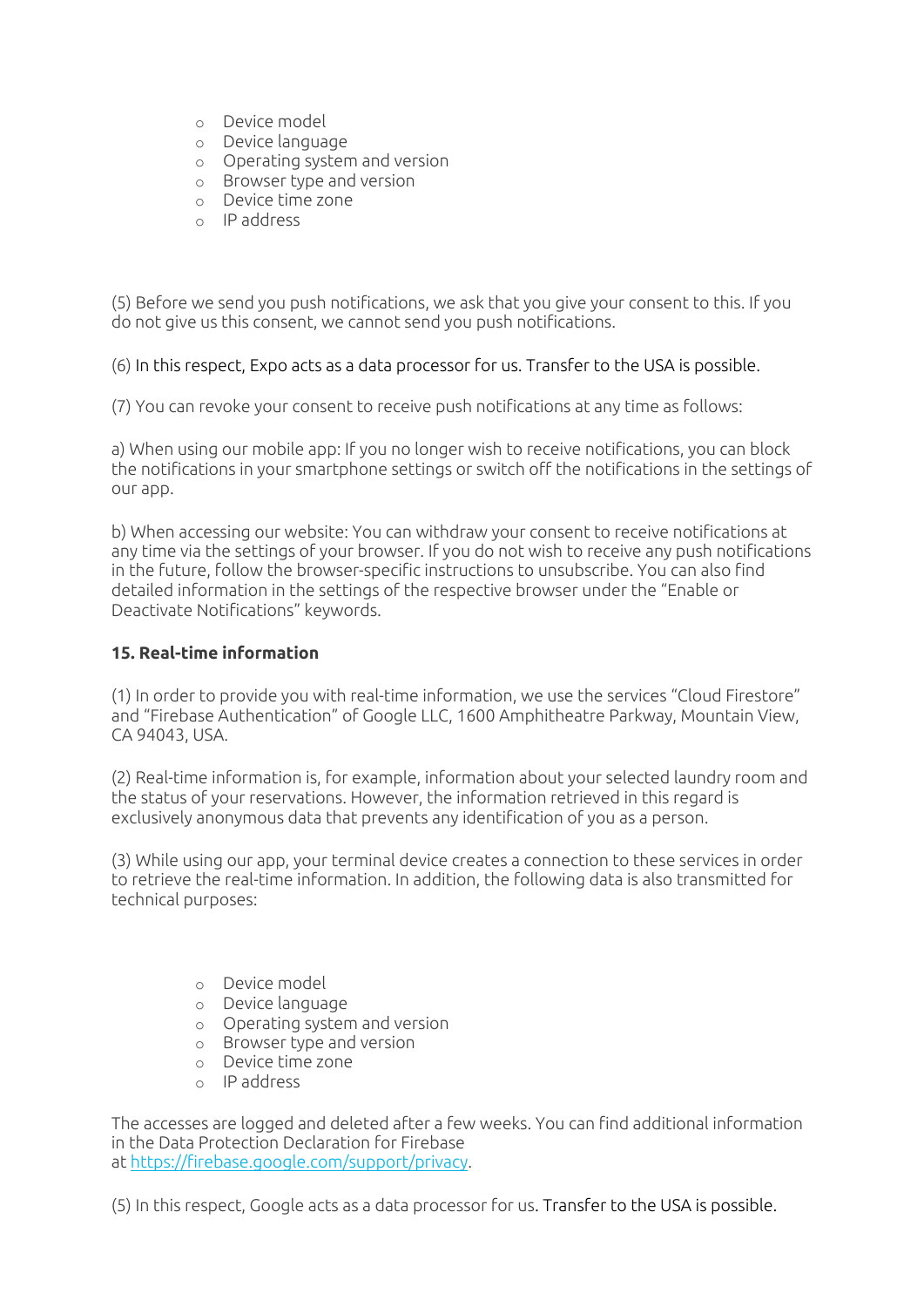- Device model
- Device language
- Operating system and version
- Browser type and version
- Device time zone
- IP address

(5) Before we send you push notifications, we ask that you give your consent to this. If you do not give us this consent, we cannot send you push notifications.

(6) In this respect, Expo acts as a data processor for us. Transfer to the USA is possible.

(7) You can revoke your consent to receive push notifications at any time as follows:

a) When using our mobile app: If you no longer wish to receive notifications, you can block the notifications in your smartphone settings or switch off the notifications in the settings of our app.

b) When accessing our website: You can withdraw your consent to receive notifications at any time via the settings of your browser. If you do not wish to receive any push notifications in the future, follow the browser-specific instructions to unsubscribe. You can also find detailed information in the settings of the respective browser under the "Enable or Deactivate Notifications" keywords.

**15. Real-time information**

(1) In order to provide you with real-time information, we use the services "Cloud Firestore" and "Firebase Authentication" of Google LLC, 1600 Amphitheatre Parkway, Mountain View, CA 94043, USA.

(2) Real-time information is, for example, information about your selected laundry room and the status of your reservations. However, the information retrieved in this regard is exclusively anonymous data that prevents any identification of you as a person.

(3) While using our app, your terminal device creates a connection to these services in order to retrieve the real-time information. In addition, the following data is also transmitted for technical purposes:

- Device model
- Device language
- Operating system and version
- Browser type and version
- Device time zone
- IP address

The accesses are logged and deleted after a few weeks. You can find additional information in the Data Protection Declaration for Firebase at https://firebase.google.com/support/privacy.

(5) In this respect, Google acts as a data processor for us. Transfer to the USA is possible.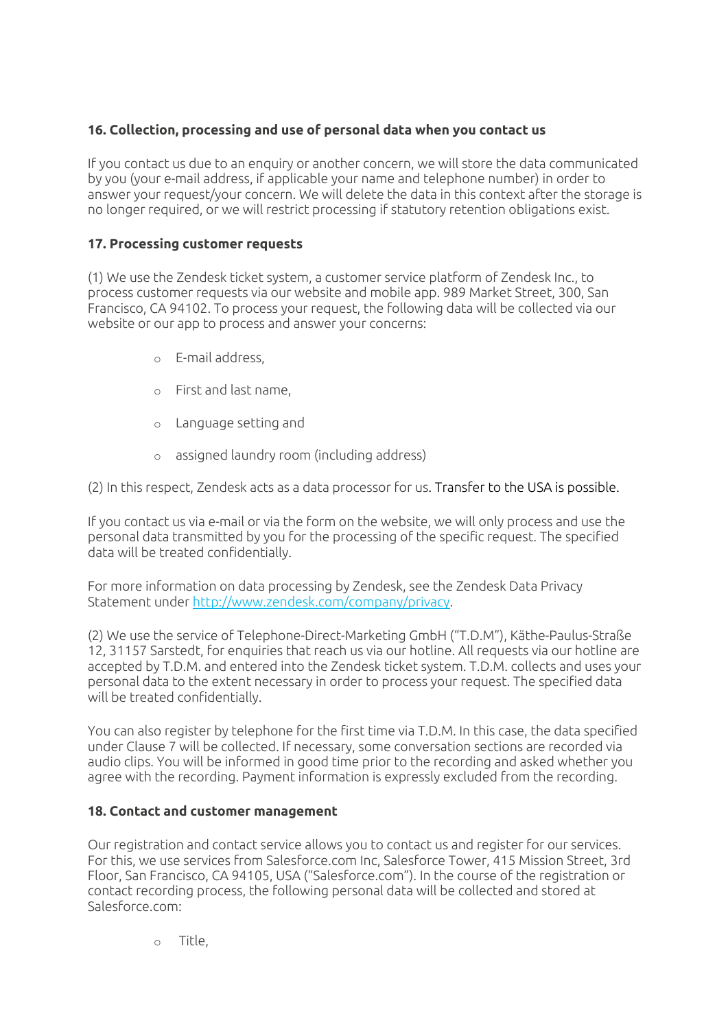### 16. Collection, processing and use of personal data when you contact us

If you contact us due to an enquiry or another concern, we will store the data communicated by you (your e-mail address, if applicable your name and telephone number) in order to answer your request/your concern. We will delete the data in this context after the storage is no longer required, or we will restrict processing if statutory retention obligations exist.

### 17. Processing customer requests

(1) We use the Zendesk ticket system, a customer service platform of Zendesk Inc., to process customer requests via our website and mobile app. 989 Market Street, 300, San Francisco, CA 94102. To process your request, the following data will be collected via our website or our app to process and answer your concerns:

- E-mail address,
- First and last name,
- Language setting and
- assigned laundry room (including address)

(2) In this respect, Zendesk acts as a data processor for us. Transfer to the USA is possible.

If you contact us via e-mail or via the form on the website, we will only process and use the personal data transmitted by you for the processing of the specific request. The specified data will be treated confidentially.

For more information on data processing by Zendesk, see the Zendesk Data Privacy Statement under [http://www.zendesk.com/company/privacy](http://www.zendesk.com/company/privacy).

(2) We use the service of Telephone-Direct-Marketing GmbH ("T.D.M"), Käthe-Paulus-Straße 12, 31157 Sarstedt, for enquiries that reach us via our hotline. All requests via our hotline are accepted by T.D.M. and entered into the Zendesk ticket system. T.D.M. collects and uses your personal data to the extent necessary in order to process your request. The specified data will be treated confidentially.

You can also register by telephone for the first time via T.D.M. In this case, the data specified under Clause 7 will be collected. If necessary, some conversation sections are recorded via audio clips. You will be informed in good time prior to the recording and asked whether you agree with the recording. Payment information is expressly excluded from the recording.

### 18. Contact and customer management

Our registration and contact service allows you to contact us and register for our services. For this, we use services from Salesforce.com Inc, Salesforce Tower, 415 Mission Street, 3rd Floor, San Francisco, CA 94105, USA ("Salesforce.com"). In the course of the registration or contact recording process, the following personal data will be collected and stored at Salesforce.com:

- Title,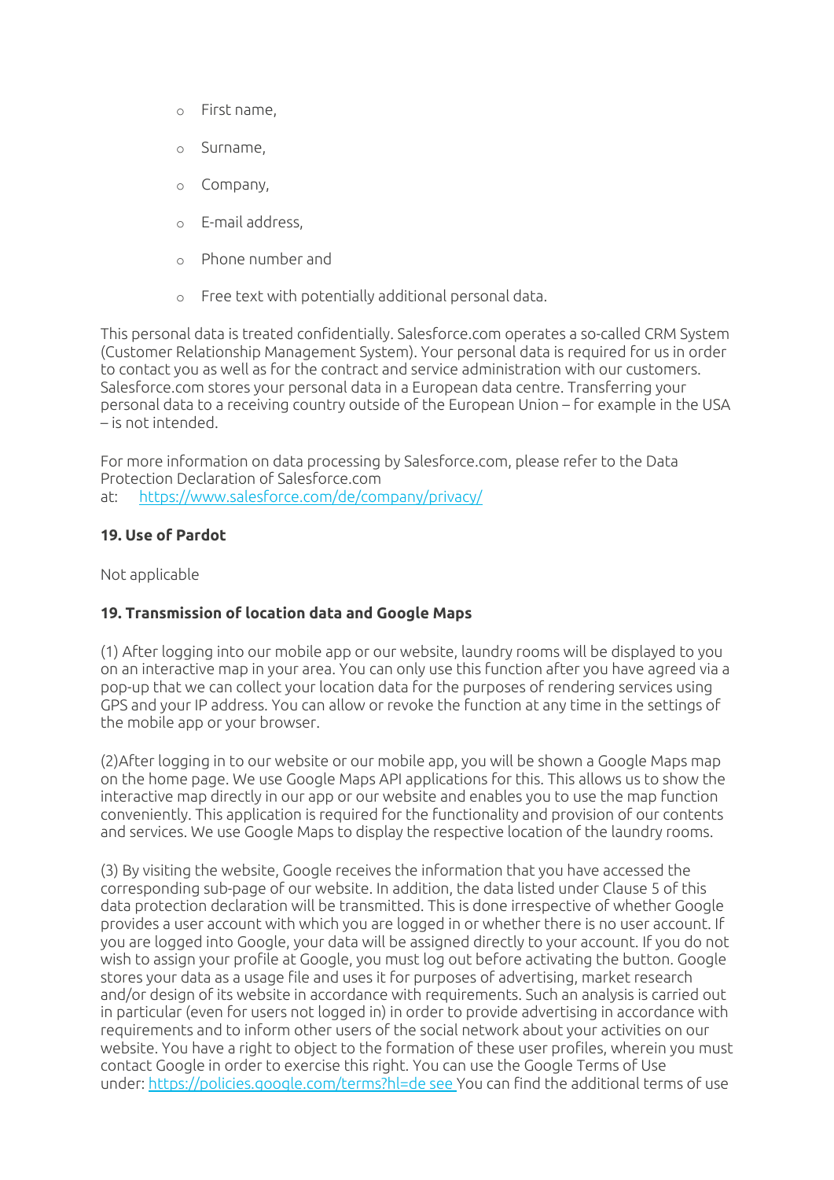- First name,
- Surname,
- Company,
- E-mail address,
- Phone number and
- Free text with potentially additional personal data.

This personal data is treated confidentially. Salesforce.com operates a so-called CRM System (Customer Relationship Management System). Your personal data is required for us in order to contact you as well as for the contract and service administration with our customers. Salesforce.com stores your personal data in a European data centre. Transferring your personal data to a receiving country outside of the European Union – for example in the USA – is not intended.

For more information on data processing by Salesforce.com, please refer to the Data Protection Declaration of Salesforce.com at: https://www.salesforce.com/de/company/privacy/

**19. Use of Pardot**

Not applicable

**19. Transmission of location data and Google Maps**

(1) After logging into our mobile app or our website, laundry rooms will be displayed to you on an interactive map in your area. You can only use this function after you have agreed via a pop-up that we can collect your location data for the purposes of rendering services using GPS and your IP address. You can allow or revoke the function at any time in the settings of the mobile app or your browser.

(2)After logging in to our website or our mobile app, you will be shown a Google Maps map on the home page. We use Google Maps API applications for this. This allows us to show the interactive map directly in our app or our website and enables you to use the map function conveniently. This application is required for the functionality and provision of our contents and services. We use Google Maps to display the respective location of the laundry rooms.

(3) By visiting the website, Google receives the information that you have accessed the corresponding sub-page of our website. In addition, the data listed under Clause 5 of this data protection declaration will be transmitted. This is done irrespective of whether Google provides a user account with which you are logged in or whether there is no user account. If you are logged into Google, your data will be assigned directly to your account. If you do not wish to assign your profile at Google, you must log out before activating the button. Google stores your data as a usage file and uses it for purposes of advertising, market research and/or design of its website in accordance with requirements. Such an analysis is carried out in particular (even for users not logged in) in order to provide advertising in accordance with requirements and to inform other users of the social network about your activities on our website. You have a right to object to the formation of these user profiles, wherein you must contact Google in order to exercise this right. You can use the Google Terms of Use under: https://policies.google.com/terms?hl=de see You can find the additional terms of use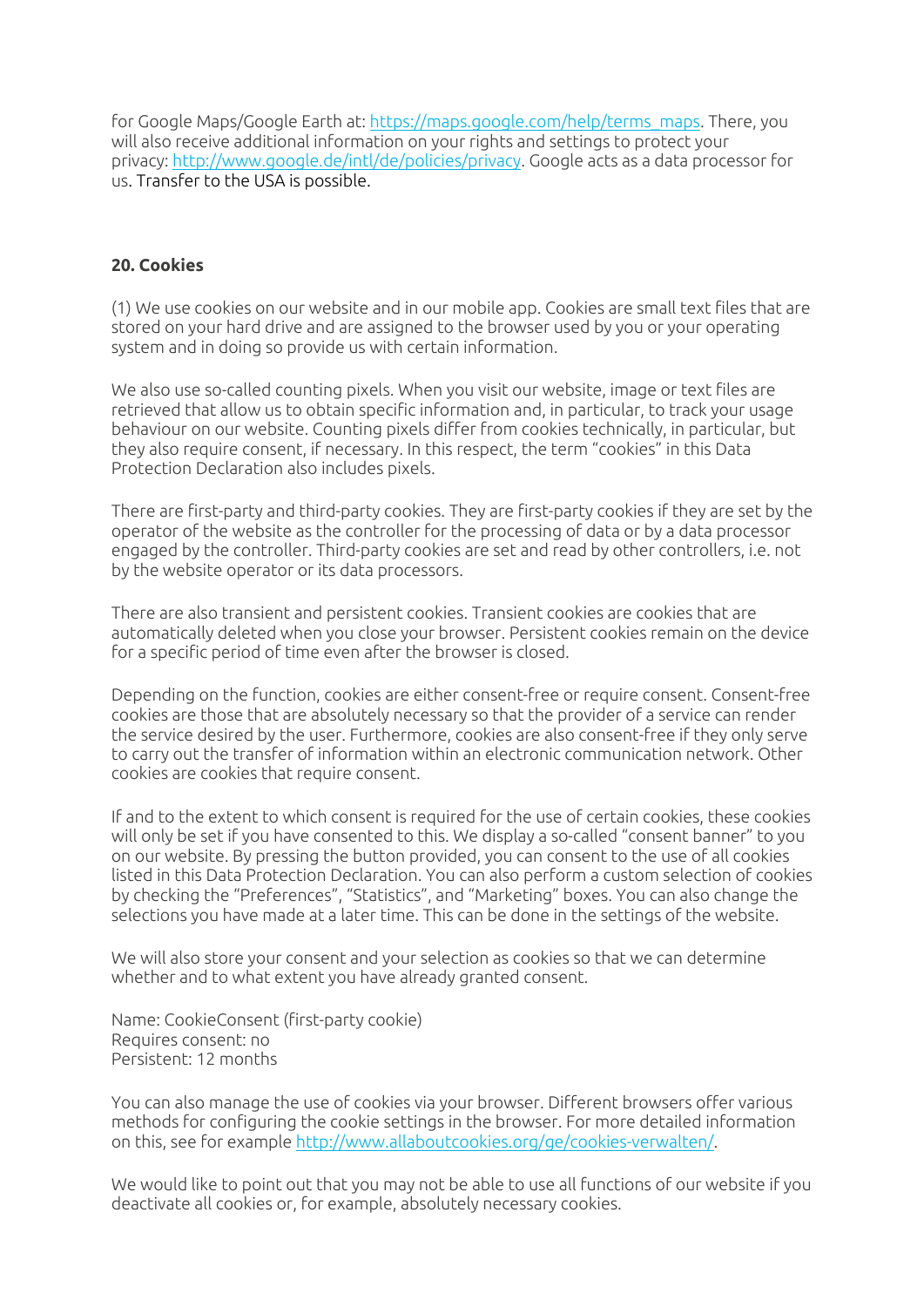for Google Maps/Google Earth at: [https://maps.google.com/help/terms_maps](https://maps.google.com/help/terms_maps). There, you will also receive additional information on your rights and settings to protect your privacy: [http://www.google.de/intl/de/policies/privacy](http://www.google.de/intl/de/policies/privacy). Google acts as a data processor for us. Transfer to the USA is possible.

**20. Cookies**

(1) We use cookies on our website and in our mobile app. Cookies are small text files that are stored on your hard drive and are assigned to the browser used by you or your operating system and in doing so provide us with certain information.

We also use so-called counting pixels. When you visit our website, image or text files are retrieved that allow us to obtain specific information and, in particular, to track your usage behaviour on our website. Counting pixels differ from cookies technically, in particular, but they also require consent, if necessary. In this respect, the term "cookies" in this Data Protection Declaration also includes pixels.

There are first-party and third-party cookies. They are first-party cookies if they are set by the operator of the website as the controller for the processing of data or by a data processor engaged by the controller. Third-party cookies are set and read by other controllers, i.e. not by the website operator or its data processors.

There are also transient and persistent cookies. Transient cookies are cookies that are automatically deleted when you close your browser. Persistent cookies remain on the device for a specific period of time even after the browser is closed.

Depending on the function, cookies are either consent-free or require consent. Consent-free cookies are those that are absolutely necessary so that the provider of a service can render the service desired by the user. Furthermore, cookies are also consent-free if they only serve to carry out the transfer of information within an electronic communication network. Other cookies are cookies that require consent.

If and to the extent to which consent is required for the use of certain cookies, these cookies will only be set if you have consented to this. We display a so-called "consent banner" to you on our website. By pressing the button provided, you can consent to the use of all cookies listed in this Data Protection Declaration. You can also perform a custom selection of cookies by checking the "Preferences", "Statistics", and "Marketing" boxes. You can also change the selections you have made at a later time. This can be done in the settings of the website.

We will also store your consent and your selection as cookies so that we can determine whether and to what extent you have already granted consent.

Name: CookieConsent (first-party cookie)
Requires consent: no
Persistent: 12 months

You can also manage the use of cookies via your browser. Different browsers offer various methods for configuring the cookie settings in the browser. For more detailed information on this, see for example [http://www.allaboutcookies.org/ge/cookies-verwalten/](http://www.allaboutcookies.org/ge/cookies-verwalten/).

We would like to point out that you may not be able to use all functions of our website if you deactivate all cookies or, for example, absolutely necessary cookies.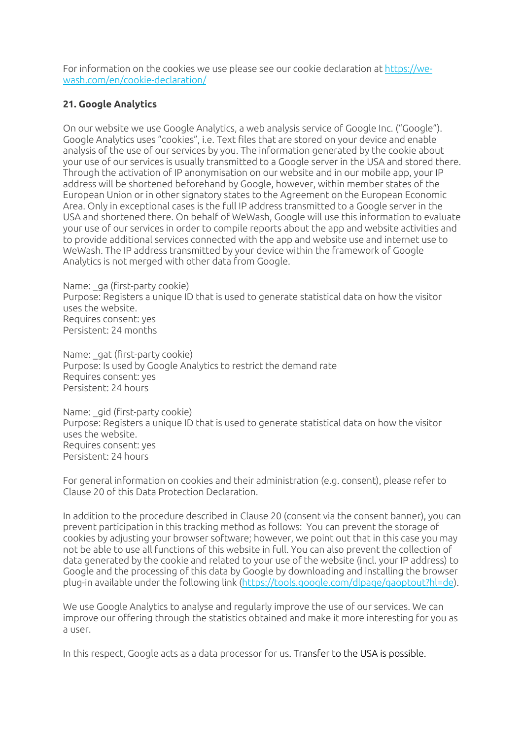For information on the cookies we use please see our cookie declaration at [https://we-wash.com/en/cookie-declaration/](https://we-wash.com/en/cookie-declaration/)

## 21. Google Analytics

On our website we use Google Analytics, a web analysis service of Google Inc. ("Google"). Google Analytics uses "cookies", i.e. Text files that are stored on your device and enable analysis of the use of our services by you. The information generated by the cookie about your use of our services is usually transmitted to a Google server in the USA and stored there. Through the activation of IP anonymisation on our website and in our mobile app, your IP address will be shortened beforehand by Google, however, within member states of the European Union or in other signatory states to the Agreement on the European Economic Area. Only in exceptional cases is the full IP address transmitted to a Google server in the USA and shortened there. On behalf of WeWash, Google will use this information to evaluate your use of our services in order to compile reports about the app and website activities and to provide additional services connected with the app and website use and internet use to WeWash. The IP address transmitted by your device within the framework of Google Analytics is not merged with other data from Google.

Name: _ga (first-party cookie)
Purpose: Registers a unique ID that is used to generate statistical data on how the visitor uses the website.
Requires consent: yes
Persistent: 24 months

Name: _gat (first-party cookie)
Purpose: Is used by Google Analytics to restrict the demand rate
Requires consent: yes
Persistent: 24 hours

Name: _gid (first-party cookie)
Purpose: Registers a unique ID that is used to generate statistical data on how the visitor uses the website.
Requires consent: yes
Persistent: 24 hours

For general information on cookies and their administration (e.g. consent), please refer to Clause 20 of this Data Protection Declaration.

In addition to the procedure described in Clause 20 (consent via the consent banner), you can prevent participation in this tracking method as follows: You can prevent the storage of cookies by adjusting your browser software; however, we point out that in this case you may not be able to use all functions of this website in full. You can also prevent the collection of data generated by the cookie and related to your use of the website (incl. your IP address) to Google and the processing of this data by Google by downloading and installing the browser plug-in available under the following link ([https://tools.google.com/dlpage/gaoptout?hl=de](https://tools.google.com/dlpage/gaoptout?hl=de)).

We use Google Analytics to analyse and regularly improve the use of our services. We can improve our offering through the statistics obtained and make it more interesting for you as a user.

In this respect, Google acts as a data processor for us. Transfer to the USA is possible.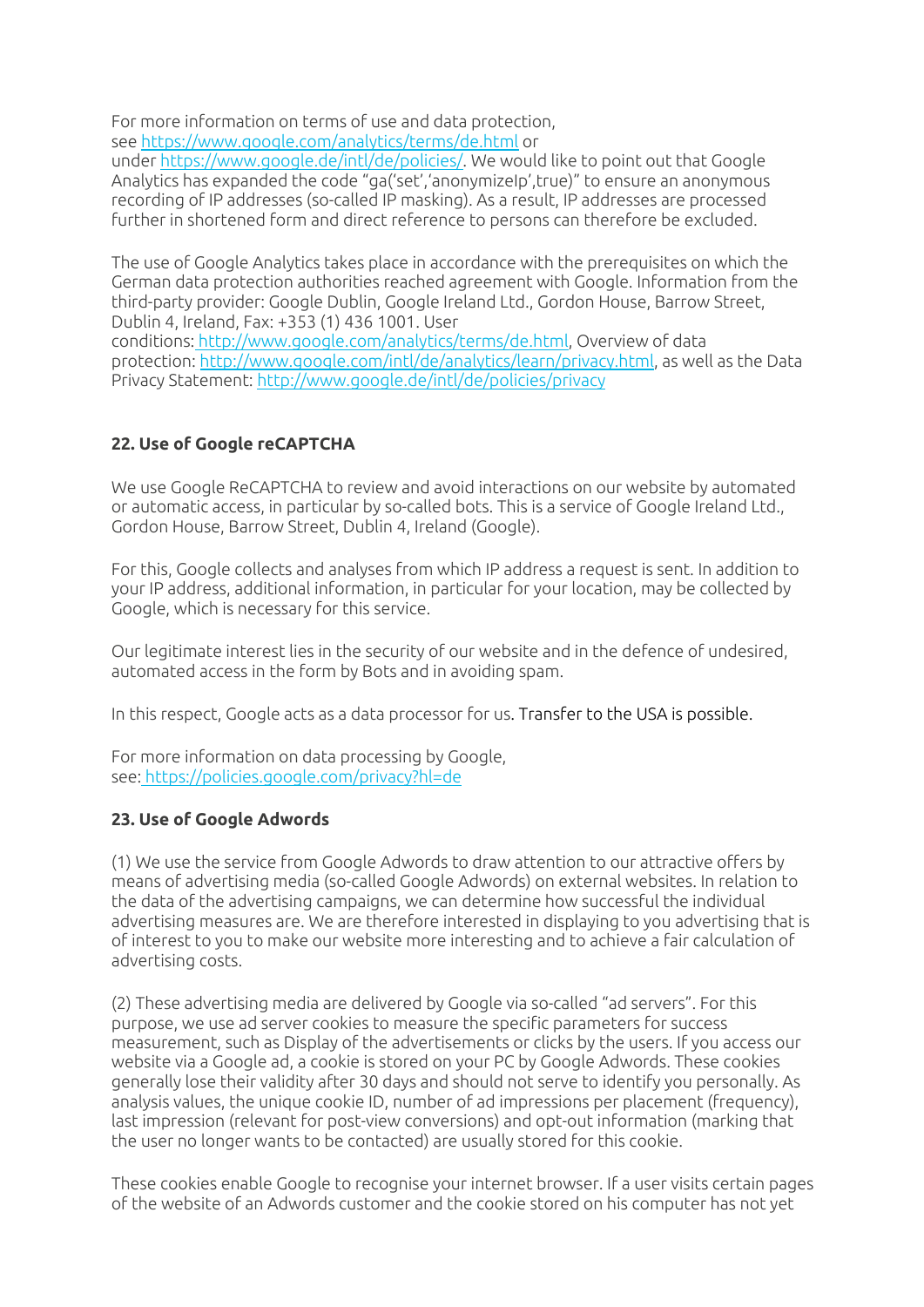For more information on terms of use and data protection, see https://www.google.com/analytics/terms/de.html or under https://www.google.de/intl/de/policies/. We would like to point out that Google Analytics has expanded the code "ga('set','anonymizeIp',true)" to ensure an anonymous recording of IP addresses (so-called IP masking). As a result, IP addresses are processed further in shortened form and direct reference to persons can therefore be excluded.

The use of Google Analytics takes place in accordance with the prerequisites on which the German data protection authorities reached agreement with Google. Information from the third-party provider: Google Dublin, Google Ireland Ltd., Gordon House, Barrow Street, Dublin 4, Ireland, Fax: +353 (1) 436 1001. User conditions: http://www.google.com/analytics/terms/de.html, Overview of data protection: http://www.google.com/intl/de/analytics/learn/privacy.html, as well as the Data Privacy Statement: http://www.google.de/intl/de/policies/privacy

**22. Use of Google reCAPTCHA**

We use Google ReCAPTCHA to review and avoid interactions on our website by automated or automatic access, in particular by so-called bots. This is a service of Google Ireland Ltd., Gordon House, Barrow Street, Dublin 4, Ireland (Google).

For this, Google collects and analyses from which IP address a request is sent. In addition to your IP address, additional information, in particular for your location, may be collected by Google, which is necessary for this service.

Our legitimate interest lies in the security of our website and in the defence of undesired, automated access in the form by Bots and in avoiding spam.

In this respect, Google acts as a data processor for us. Transfer to the USA is possible.

For more information on data processing by Google, see: https://policies.google.com/privacy?hl=de

**23. Use of Google Adwords**

(1) We use the service from Google Adwords to draw attention to our attractive offers by means of advertising media (so-called Google Adwords) on external websites. In relation to the data of the advertising campaigns, we can determine how successful the individual advertising measures are. We are therefore interested in displaying to you advertising that is of interest to you to make our website more interesting and to achieve a fair calculation of advertising costs.

(2) These advertising media are delivered by Google via so-called "ad servers". For this purpose, we use ad server cookies to measure the specific parameters for success measurement, such as Display of the advertisements or clicks by the users. If you access our website via a Google ad, a cookie is stored on your PC by Google Adwords. These cookies generally lose their validity after 30 days and should not serve to identify you personally. As analysis values, the unique cookie ID, number of ad impressions per placement (frequency), last impression (relevant for post-view conversions) and opt-out information (marking that the user no longer wants to be contacted) are usually stored for this cookie.

These cookies enable Google to recognise your internet browser. If a user visits certain pages of the website of an Adwords customer and the cookie stored on his computer has not yet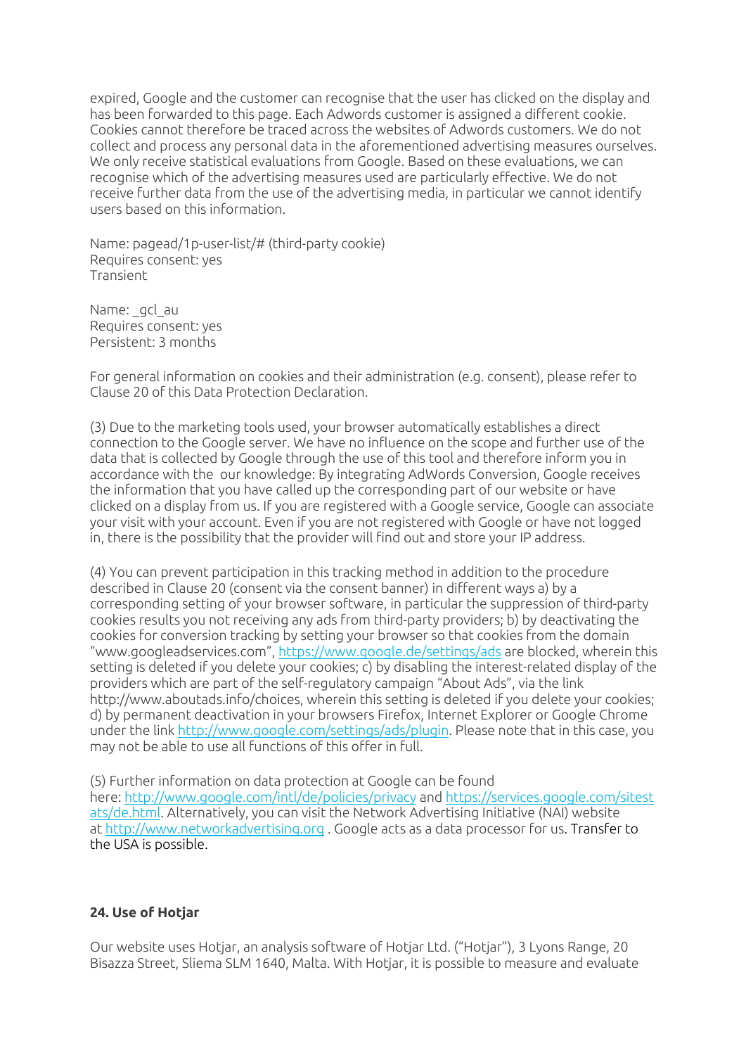expired, Google and the customer can recognise that the user has clicked on the display and has been forwarded to this page. Each Adwords customer is assigned a different cookie. Cookies cannot therefore be traced across the websites of Adwords customers. We do not collect and process any personal data in the aforementioned advertising measures ourselves. We only receive statistical evaluations from Google. Based on these evaluations, we can recognise which of the advertising measures used are particularly effective. We do not receive further data from the use of the advertising media, in particular we cannot identify users based on this information.

Name: pagead/1p-user-list/# (third-party cookie)
Requires consent: yes
Transient

Name: _gcl_au
Requires consent: yes
Persistent: 3 months

For general information on cookies and their administration (e.g. consent), please refer to Clause 20 of this Data Protection Declaration.

(3) Due to the marketing tools used, your browser automatically establishes a direct connection to the Google server. We have no influence on the scope and further use of the data that is collected by Google through the use of this tool and therefore inform you in accordance with the  our knowledge: By integrating AdWords Conversion, Google receives the information that you have called up the corresponding part of our website or have clicked on a display from us. If you are registered with a Google service, Google can associate your visit with your account. Even if you are not registered with Google or have not logged in, there is the possibility that the provider will find out and store your IP address.

(4) You can prevent participation in this tracking method in addition to the procedure described in Clause 20 (consent via the consent banner) in different ways a) by a corresponding setting of your browser software, in particular the suppression of third-party cookies results you not receiving any ads from third-party providers; b) by deactivating the cookies for conversion tracking by setting your browser so that cookies from the domain "www.googleadservices.com", https://www.google.de/settings/ads are blocked, wherein this setting is deleted if you delete your cookies; c) by disabling the interest-related display of the providers which are part of the self-regulatory campaign "About Ads", via the link http://www.aboutads.info/choices, wherein this setting is deleted if you delete your cookies; d) by permanent deactivation in your browsers Firefox, Internet Explorer or Google Chrome under the link http://www.google.com/settings/ads/plugin. Please note that in this case, you may not be able to use all functions of this offer in full.

(5) Further information on data protection at Google can be found here: http://www.google.com/intl/de/policies/privacy and https://services.google.com/sitestats/de.html. Alternatively, you can visit the Network Advertising Initiative (NAI) website at http://www.networkadvertising.org . Google acts as a data processor for us. Transfer to the USA is possible.

**24. Use of Hotjar**

Our website uses Hotjar, an analysis software of Hotjar Ltd. ("Hotjar"), 3 Lyons Range, 20 Bisazza Street, Sliema SLM 1640, Malta. With Hotjar, it is possible to measure and evaluate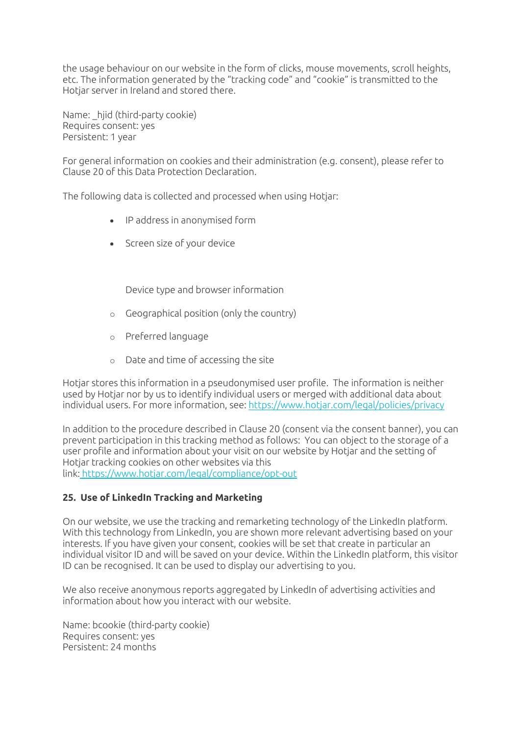the usage behaviour on our website in the form of clicks, mouse movements, scroll heights, etc. The information generated by the "tracking code" and "cookie" is transmitted to the Hotjar server in Ireland and stored there.

Name: _hjid (third-party cookie)
Requires consent: yes
Persistent: 1 year

For general information on cookies and their administration (e.g. consent), please refer to Clause 20 of this Data Protection Declaration.

The following data is collected and processed when using Hotjar:

- IP address in anonymised form
- Screen size of your device

  Device type and browser information

- Geographical position (only the country)
- Preferred language
- Date and time of accessing the site

Hotjar stores this information in a pseudonymised user profile. The information is neither used by Hotjar nor by us to identify individual users or merged with additional data about individual users. For more information, see: https://www.hotjar.com/legal/policies/privacy

In addition to the procedure described in Clause 20 (consent via the consent banner), you can prevent participation in this tracking method as follows: You can object to the storage of a user profile and information about your visit on our website by Hotjar and the setting of Hotjar tracking cookies on other websites via this link: https://www.hotjar.com/legal/compliance/opt-out

**25. Use of LinkedIn Tracking and Marketing**

On our website, we use the tracking and remarketing technology of the LinkedIn platform. With this technology from LinkedIn, you are shown more relevant advertising based on your interests. If you have given your consent, cookies will be set that create in particular an individual visitor ID and will be saved on your device. Within the LinkedIn platform, this visitor ID can be recognised. It can be used to display our advertising to you.

We also receive anonymous reports aggregated by LinkedIn of advertising activities and information about how you interact with our website.

Name: bcookie (third-party cookie)
Requires consent: yes
Persistent: 24 months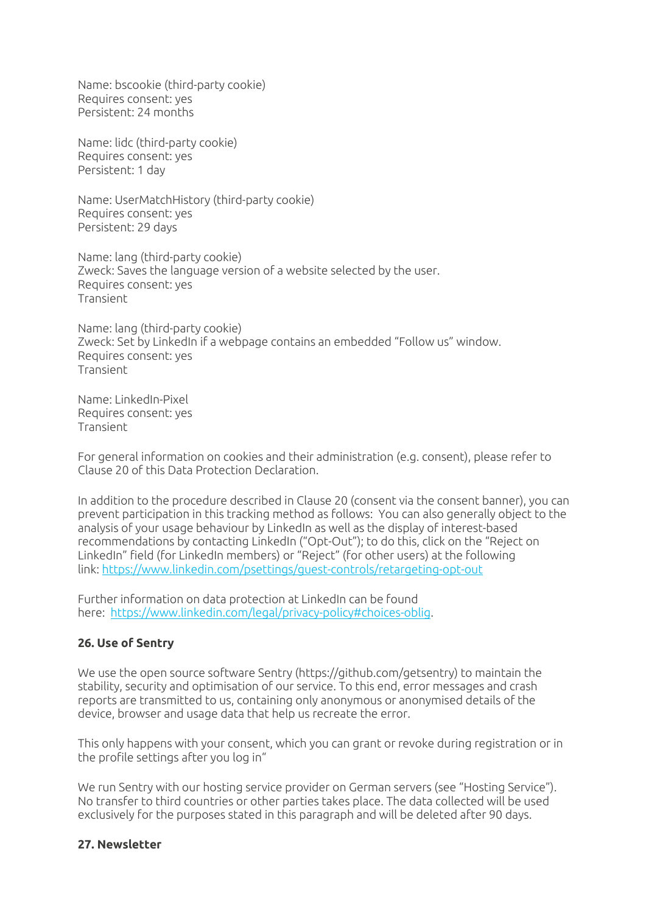Name: bscookie (third-party cookie)
Requires consent: yes
Persistent: 24 months

Name: lidc (third-party cookie)
Requires consent: yes
Persistent: 1 day

Name: UserMatchHistory (third-party cookie)
Requires consent: yes
Persistent: 29 days

Name: lang (third-party cookie)
Zweck: Saves the language version of a website selected by the user.
Requires consent: yes
Transient

Name: lang (third-party cookie)
Zweck: Set by LinkedIn if a webpage contains an embedded "Follow us" window.
Requires consent: yes
Transient

Name: LinkedIn-Pixel
Requires consent: yes
Transient

For general information on cookies and their administration (e.g. consent), please refer to Clause 20 of this Data Protection Declaration.

In addition to the procedure described in Clause 20 (consent via the consent banner), you can prevent participation in this tracking method as follows: You can also generally object to the analysis of your usage behaviour by LinkedIn as well as the display of interest-based recommendations by contacting LinkedIn ("Opt-Out"); to do this, click on the "Reject on LinkedIn" field (for LinkedIn members) or "Reject" (for other users) at the following link: [https://www.linkedin.com/psettings/guest-controls/retargeting-opt-out](https://www.linkedin.com/psettings/guest-controls/retargeting-opt-out)

Further information on data protection at LinkedIn can be found here: [https://www.linkedin.com/legal/privacy-policy#choices-oblig](https://www.linkedin.com/legal/privacy-policy#choices-oblig).

**26. Use of Sentry**

We use the open source software Sentry (https://github.com/getsentry) to maintain the stability, security and optimisation of our service. To this end, error messages and crash reports are transmitted to us, containing only anonymous or anonymised details of the device, browser and usage data that help us recreate the error.

This only happens with your consent, which you can grant or revoke during registration or in the profile settings after you log in"

We run Sentry with our hosting service provider on German servers (see "Hosting Service"). No transfer to third countries or other parties takes place. The data collected will be used exclusively for the purposes stated in this paragraph and will be deleted after 90 days.

**27. Newsletter**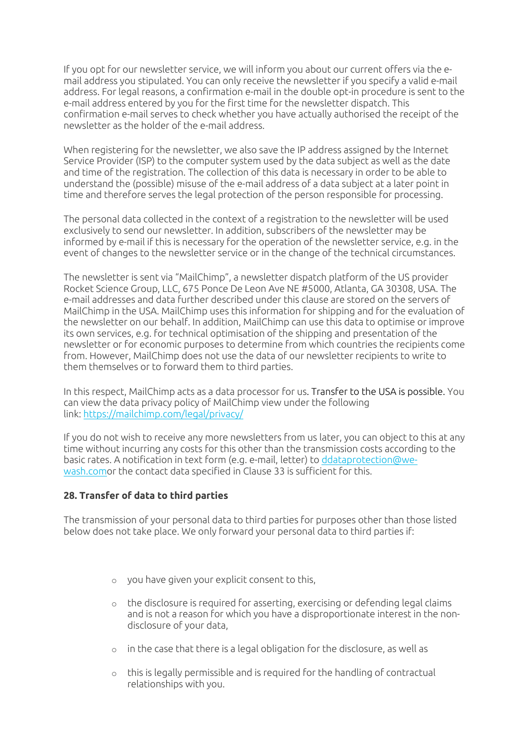If you opt for our newsletter service, we will inform you about our current offers via the e-mail address you stipulated. You can only receive the newsletter if you specify a valid e-mail address. For legal reasons, a confirmation e-mail in the double opt-in procedure is sent to the e-mail address entered by you for the first time for the newsletter dispatch. This confirmation e-mail serves to check whether you have actually authorised the receipt of the newsletter as the holder of the e-mail address.

When registering for the newsletter, we also save the IP address assigned by the Internet Service Provider (ISP) to the computer system used by the data subject as well as the date and time of the registration. The collection of this data is necessary in order to be able to understand the (possible) misuse of the e-mail address of a data subject at a later point in time and therefore serves the legal protection of the person responsible for processing.

The personal data collected in the context of a registration to the newsletter will be used exclusively to send our newsletter. In addition, subscribers of the newsletter may be informed by e-mail if this is necessary for the operation of the newsletter service, e.g. in the event of changes to the newsletter service or in the change of the technical circumstances.

The newsletter is sent via "MailChimp", a newsletter dispatch platform of the US provider Rocket Science Group, LLC, 675 Ponce De Leon Ave NE #5000, Atlanta, GA 30308, USA. The e-mail addresses and data further described under this clause are stored on the servers of MailChimp in the USA. MailChimp uses this information for shipping and for the evaluation of the newsletter on our behalf. In addition, MailChimp can use this data to optimise or improve its own services, e.g. for technical optimisation of the shipping and presentation of the newsletter or for economic purposes to determine from which countries the recipients come from. However, MailChimp does not use the data of our newsletter recipients to write to them themselves or to forward them to third parties.

In this respect, MailChimp acts as a data processor for us. Transfer to the USA is possible. You can view the data privacy policy of MailChimp view under the following link: [https://mailchimp.com/legal/privacy/](https://mailchimp.com/legal/privacy/)

If you do not wish to receive any more newsletters from us later, you can object to this at any time without incurring any costs for this other than the transmission costs according to the basic rates. A notification in text form (e.g. e-mail, letter) to ddataprotection@we-wash.comor the contact data specified in Clause 33 is sufficient for this.

**28. Transfer of data to third parties**

The transmission of your personal data to third parties for purposes other than those listed below does not take place. We only forward your personal data to third parties if:

- you have given your explicit consent to this,
- the disclosure is required for asserting, exercising or defending legal claims and is not a reason for which you have a disproportionate interest in the non-disclosure of your data,
- in the case that there is a legal obligation for the disclosure, as well as
- this is legally permissible and is required for the handling of contractual relationships with you.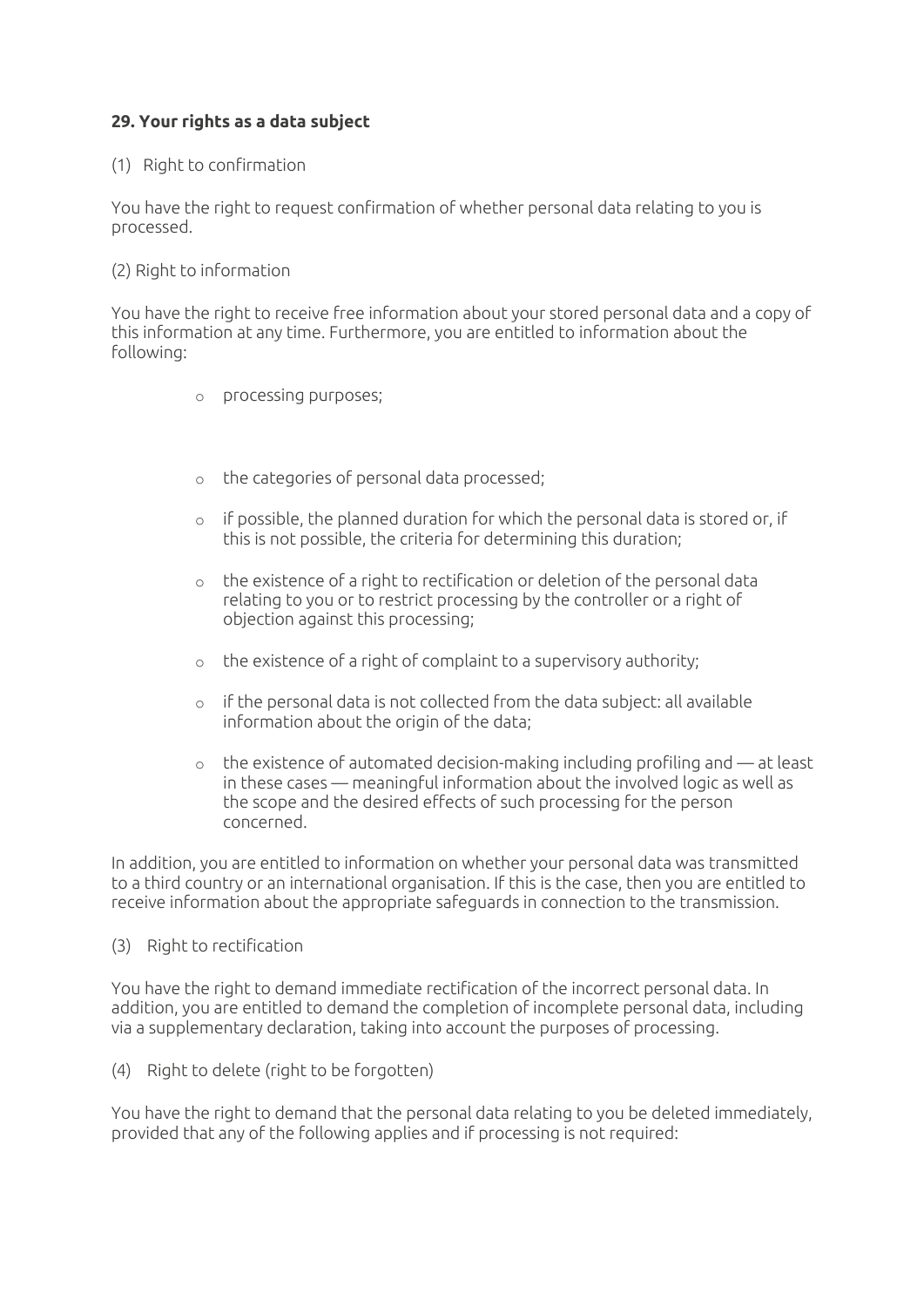## 29. Your rights as a data subject

(1) Right to confirmation

You have the right to request confirmation of whether personal data relating to you is processed.

(2) Right to information

You have the right to receive free information about your stored personal data and a copy of this information at any time. Furthermore, you are entitled to information about the following:

- processing purposes;
- the categories of personal data processed;
- if possible, the planned duration for which the personal data is stored or, if this is not possible, the criteria for determining this duration;
- the existence of a right to rectification or deletion of the personal data relating to you or to restrict processing by the controller or a right of objection against this processing;
- the existence of a right of complaint to a supervisory authority;
- if the personal data is not collected from the data subject: all available information about the origin of the data;
- the existence of automated decision-making including profiling and — at least in these cases — meaningful information about the involved logic as well as the scope and the desired effects of such processing for the person concerned.

In addition, you are entitled to information on whether your personal data was transmitted to a third country or an international organisation. If this is the case, then you are entitled to receive information about the appropriate safeguards in connection to the transmission.

(3) Right to rectification

You have the right to demand immediate rectification of the incorrect personal data. In addition, you are entitled to demand the completion of incomplete personal data, including via a supplementary declaration, taking into account the purposes of processing.

(4) Right to delete (right to be forgotten)

You have the right to demand that the personal data relating to you be deleted immediately, provided that any of the following applies and if processing is not required: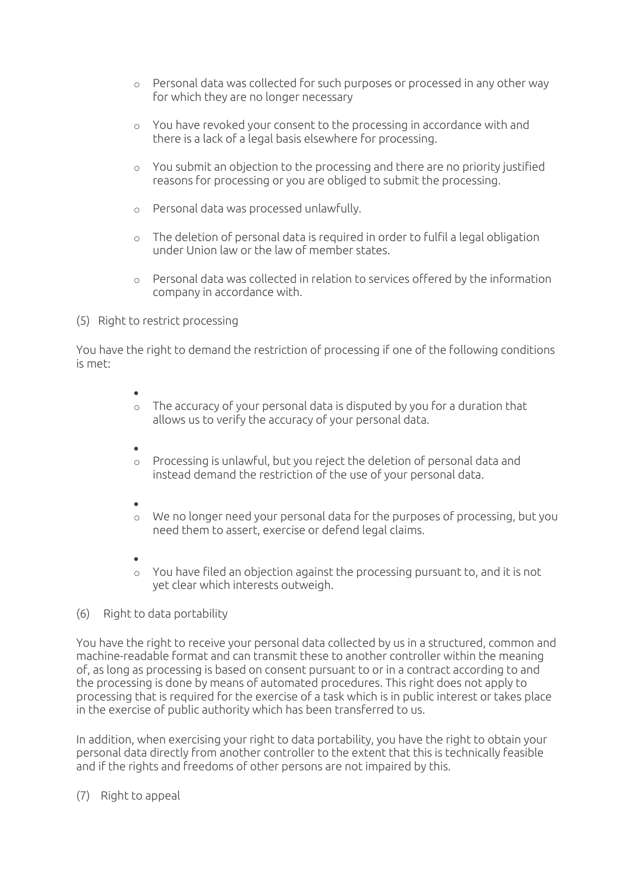- Personal data was collected for such purposes or processed in any other way for which they are no longer necessary

- You have revoked your consent to the processing in accordance with and there is a lack of a legal basis elsewhere for processing.

- You submit an objection to the processing and there are no priority justified reasons for processing or you are obliged to submit the processing.

- Personal data was processed unlawfully.

- The deletion of personal data is required in order to fulfil a legal obligation under Union law or the law of member states.

- Personal data was collected in relation to services offered by the information company in accordance with.

(5) Right to restrict processing

You have the right to demand the restriction of processing if one of the following conditions is met:

- The accuracy of your personal data is disputed by you for a duration that allows us to verify the accuracy of your personal data.

- Processing is unlawful, but you reject the deletion of personal data and instead demand the restriction of the use of your personal data.

- We no longer need your personal data for the purposes of processing, but you need them to assert, exercise or defend legal claims.

- You have filed an objection against the processing pursuant to, and it is not yet clear which interests outweigh.

(6) Right to data portability

You have the right to receive your personal data collected by us in a structured, common and machine-readable format and can transmit these to another controller within the meaning of, as long as processing is based on consent pursuant to or in a contract according to and the processing is done by means of automated procedures. This right does not apply to processing that is required for the exercise of a task which is in public interest or takes place in the exercise of public authority which has been transferred to us.

In addition, when exercising your right to data portability, you have the right to obtain your personal data directly from another controller to the extent that this is technically feasible and if the rights and freedoms of other persons are not impaired by this.

(7) Right to appeal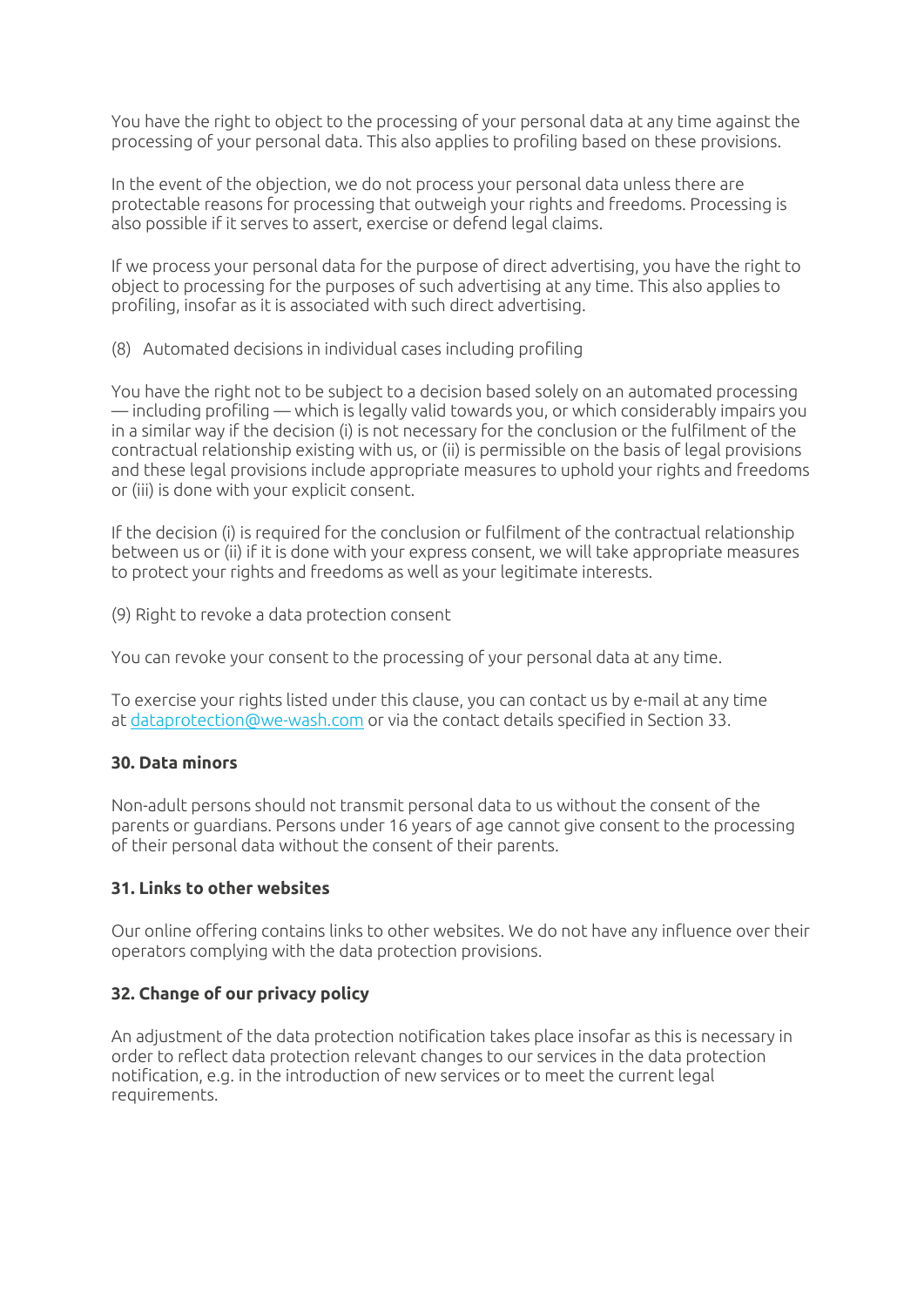You have the right to object to the processing of your personal data at any time against the processing of your personal data. This also applies to profiling based on these provisions.

In the event of the objection, we do not process your personal data unless there are protectable reasons for processing that outweigh your rights and freedoms. Processing is also possible if it serves to assert, exercise or defend legal claims.

If we process your personal data for the purpose of direct advertising, you have the right to object to processing for the purposes of such advertising at any time. This also applies to profiling, insofar as it is associated with such direct advertising.

(8) Automated decisions in individual cases including profiling

You have the right not to be subject to a decision based solely on an automated processing — including profiling — which is legally valid towards you, or which considerably impairs you in a similar way if the decision (i) is not necessary for the conclusion or the fulfilment of the contractual relationship existing with us, or (ii) is permissible on the basis of legal provisions and these legal provisions include appropriate measures to uphold your rights and freedoms or (iii) is done with your explicit consent.

If the decision (i) is required for the conclusion or fulfilment of the contractual relationship between us or (ii) if it is done with your express consent, we will take appropriate measures to protect your rights and freedoms as well as your legitimate interests.

(9) Right to revoke a data protection consent

You can revoke your consent to the processing of your personal data at any time.

To exercise your rights listed under this clause, you can contact us by e-mail at any time at dataprotection@we-wash.com or via the contact details specified in Section 33.

**30. Data minors**

Non-adult persons should not transmit personal data to us without the consent of the parents or guardians. Persons under 16 years of age cannot give consent to the processing of their personal data without the consent of their parents.

**31. Links to other websites**

Our online offering contains links to other websites. We do not have any influence over their operators complying with the data protection provisions.

**32. Change of our privacy policy**

An adjustment of the data protection notification takes place insofar as this is necessary in order to reflect data protection relevant changes to our services in the data protection notification, e.g. in the introduction of new services or to meet the current legal requirements.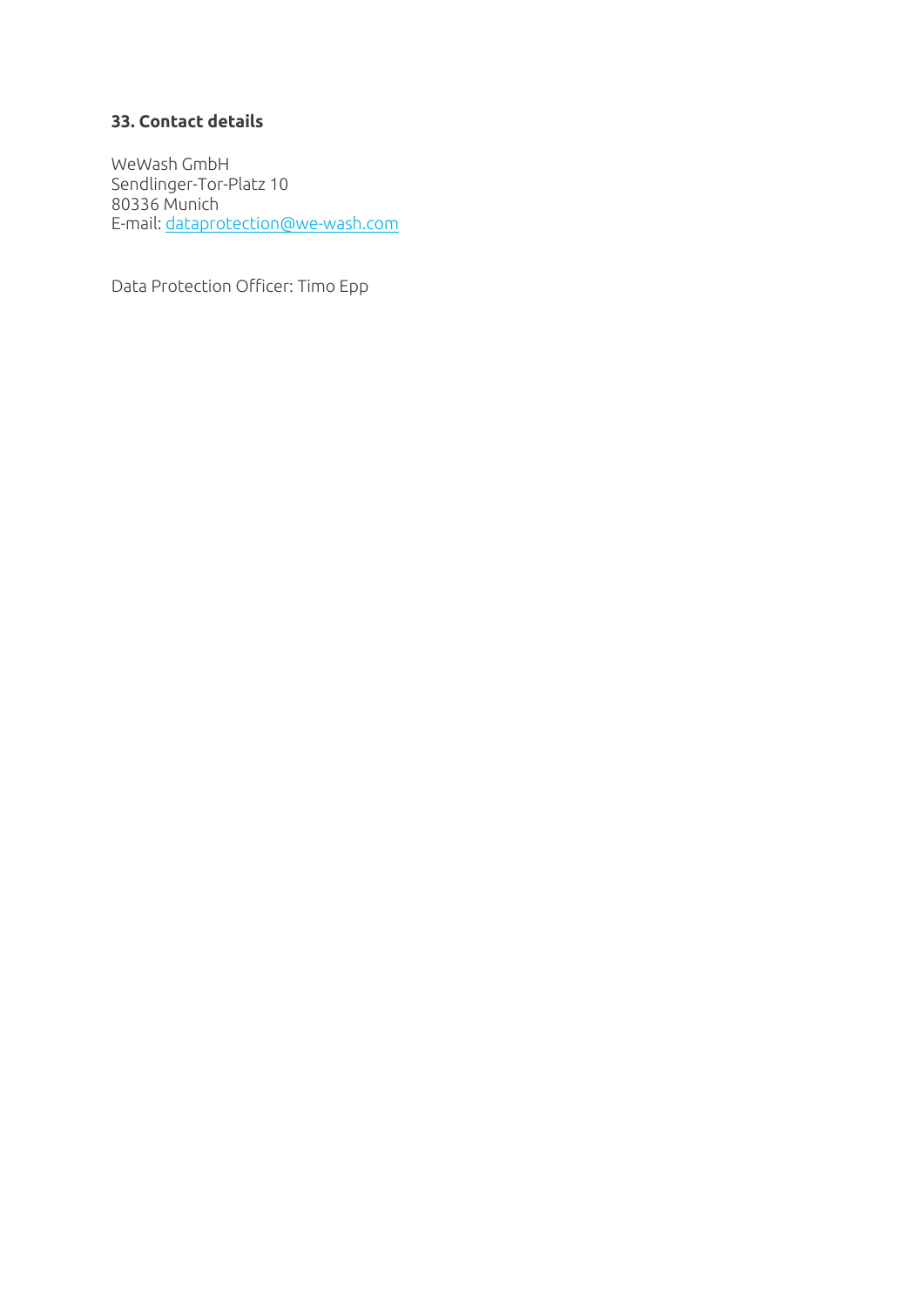### 33. Contact details

WeWash GmbH
Sendlinger-Tor-Platz 10
80336 Munich
E-mail: dataprotection@we-wash.com

Data Protection Officer: Timo Epp